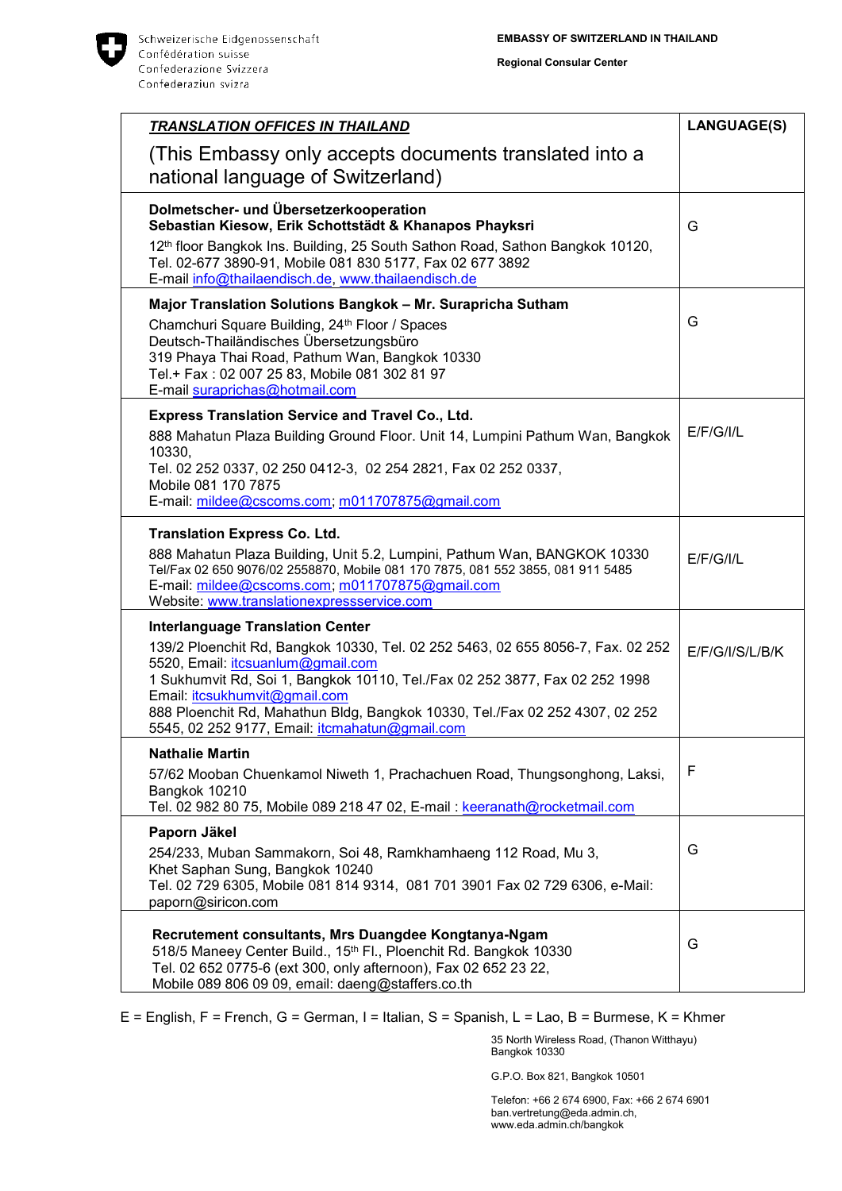Schweizerische Eidgenossenschaft
Confédération suisse
Confederazione Svizzera
Confederaziun svizra

**EMBASSY OF SWITZERLAND IN THAILAND**

**Regional Consular Center**

| ***TRANSLATION OFFICES IN THAILAND*** <br> (This Embassy only accepts documents translated into a national language of Switzerland) | **LANGUAGE(S)** |
|---|---|
| **Dolmetscher- und Übersetzerkooperation** <br> **Sebastian Kiesow, Erik Schottstädt & Khanapos Phayksri** <br> 12th floor Bangkok Ins. Building, 25 South Sathon Road, Sathon Bangkok 10120, Tel. 02-677 3890-91, Mobile 081 830 5177, Fax 02 677 3892 <br> E-mail info@thailaendisch.de, www.thailaendisch.de | G |
| **Major Translation Solutions Bangkok – Mr. Surapricha Sutham** <br> Chamchuri Square Building, 24th Floor / Spaces <br> Deutsch-Thailändisches Übersetzungsbüro <br> 319 Phaya Thai Road, Pathum Wan, Bangkok 10330 <br> Tel.+ Fax : 02 007 25 83, Mobile 081 302 81 97 <br> E-mail suraprichas@hotmail.com | G |
| **Express Translation Service and Travel Co., Ltd.** <br> 888 Mahatun Plaza Building Ground Floor. Unit 14, Lumpini Pathum Wan, Bangkok 10330, <br> Tel. 02 252 0337, 02 250 0412-3, 02 254 2821, Fax 02 252 0337, <br> Mobile 081 170 7875 <br> E-mail: mildee@cscoms.com; m011707875@gmail.com | E/F/G/I/L |
| **Translation Express Co. Ltd.** <br> 888 Mahatun Plaza Building, Unit 5.2, Lumpini, Pathum Wan, BANGKOK 10330 <br> Tel/Fax 02 650 9076/02 2558870, Mobile 081 170 7875, 081 552 3855, 081 911 5485 <br> E-mail: mildee@cscoms.com; m011707875@gmail.com <br> Website: www.translationexpressservice.com | E/F/G/I/L |
| **Interlanguage Translation Center** <br> 139/2 Ploenchit Rd, Bangkok 10330, Tel. 02 252 5463, 02 655 8056-7, Fax. 02 252 5520, Email: itcsuanlum@gmail.com <br> 1 Sukhumvit Rd, Soi 1, Bangkok 10110, Tel./Fax 02 252 3877, Fax 02 252 1998 <br> Email: itcsukhumvit@gmail.com <br> 888 Ploenchit Rd, Mahathun Bldg, Bangkok 10330, Tel./Fax 02 252 4307, 02 252 5545, 02 252 9177, Email: itcmahatun@gmail.com | E/F/G/I/S/L/B/K |
| **Nathalie Martin** <br> 57/62 Mooban Chuenkamol Niweth 1, Prachachuen Road, Thungsonghong, Laksi, Bangkok 10210 <br> Tel. 02 982 80 75, Mobile 089 218 47 02, E-mail : keeranath@rocketmail.com | F |
| **Paporn Jäkel** <br> 254/233, Muban Sammakorn, Soi 48, Ramkhamhaeng 112 Road, Mu 3, Khet Saphan Sung, Bangkok 10240 <br> Tel. 02 729 6305, Mobile 081 814 9314, 081 701 3901 Fax 02 729 6306, e-Mail: paporn@siricon.com | G |
| **Recrutement consultants, Mrs Duangdee Kongtanya-Ngam** <br> 518/5 Maneey Center Build., 15th Fl., Ploenchit Rd. Bangkok 10330 <br> Tel. 02 652 0775-6 (ext 300, only afternoon), Fax 02 652 23 22, <br> Mobile 089 806 09 09, email: daeng@staffers.co.th | G |

E = English, F = French, G = German, I = Italian, S = Spanish, L = Lao, B = Burmese, K = Khmer

35 North Wireless Road, (Thanon Witthayu)
Bangkok 10330

G.P.O. Box 821, Bangkok 10501

Telefon: +66 2 674 6900, Fax: +66 2 674 6901
ban.vertretung@eda.admin.ch,
www.eda.admin.ch/bangkok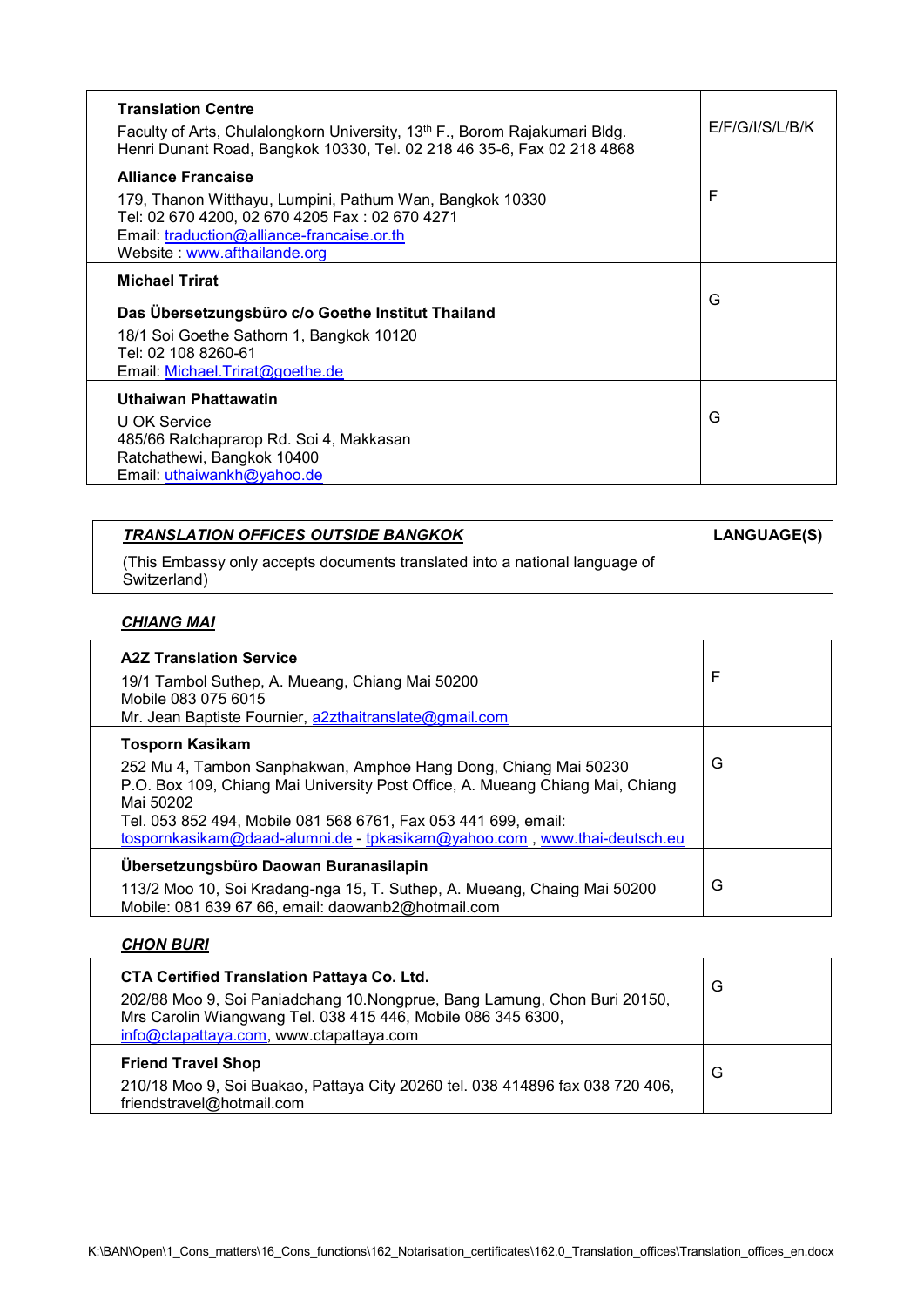| | |
|---|---|
| **Translation Centre**<br>Faculty of Arts, Chulalongkorn University, 13th F., Borom Rajakumari Bldg. Henri Dunant Road, Bangkok 10330, Tel. 02 218 46 35-6, Fax 02 218 4868 | E/F/G/I/S/L/B/K |
| **Alliance Francaise**<br>179, Thanon Witthayu, Lumpini, Pathum Wan, Bangkok 10330<br>Tel: 02 670 4200, 02 670 4205 Fax : 02 670 4271<br>Email: traduction@alliance-francaise.or.th<br>Website : www.afthailande.org | F |
| **Michael Trirat**<br>**Das Übersetzungsbüro c/o Goethe Institut Thailand**<br>18/1 Soi Goethe Sathorn 1, Bangkok 10120<br>Tel: 02 108 8260-61<br>Email: Michael.Trirat@goethe.de | G |
| **Uthaiwan Phattawatin**<br>U OK Service<br>485/66 Ratchaprarop Rd. Soi 4, Makkasan<br>Ratchathewi, Bangkok 10400<br>Email: uthaiwankh@yahoo.de | G |

| ***TRANSLATION OFFICES OUTSIDE BANGKOK*** | **LANGUAGE(S)** |
|---|---|
| (This Embassy only accepts documents translated into a national language of Switzerland) | |

***CHIANG MAI***

| | |
|---|---|
| **A2Z Translation Service**<br>19/1 Tambol Suthep, A. Mueang, Chiang Mai 50200<br>Mobile 083 075 6015<br>Mr. Jean Baptiste Fournier, a2zthaitranslate@gmail.com | F |
| **Tosporn Kasikam**<br>252 Mu 4, Tambon Sanphakwan, Amphoe Hang Dong, Chiang Mai 50230<br>P.O. Box 109, Chiang Mai University Post Office, A. Mueang Chiang Mai, Chiang Mai 50202<br>Tel. 053 852 494, Mobile 081 568 6761, Fax 053 441 699, email: tospornkasikam@daad-alumni.de - tpkasikam@yahoo.com , www.thai-deutsch.eu | G |
| **Übersetzungsbüro Daowan Buranasilapin**<br>113/2 Moo 10, Soi Kradang-nga 15, T. Suthep, A. Mueang, Chaing Mai 50200<br>Mobile: 081 639 67 66, email: daowanb2@hotmail.com | G |

***CHON BURI***

| | |
|---|---|
| **CTA Certified Translation Pattaya Co. Ltd.**<br>202/88 Moo 9, Soi Paniadchang 10.Nongprue, Bang Lamung, Chon Buri 20150, Mrs Carolin Wiangwang Tel. 038 415 446, Mobile 086 345 6300, info@ctapattaya.com, www.ctapattaya.com | G |
| **Friend Travel Shop**<br>210/18 Moo 9, Soi Buakao, Pattaya City 20260 tel. 038 414896 fax 038 720 406, friendstravel@hotmail.com | G |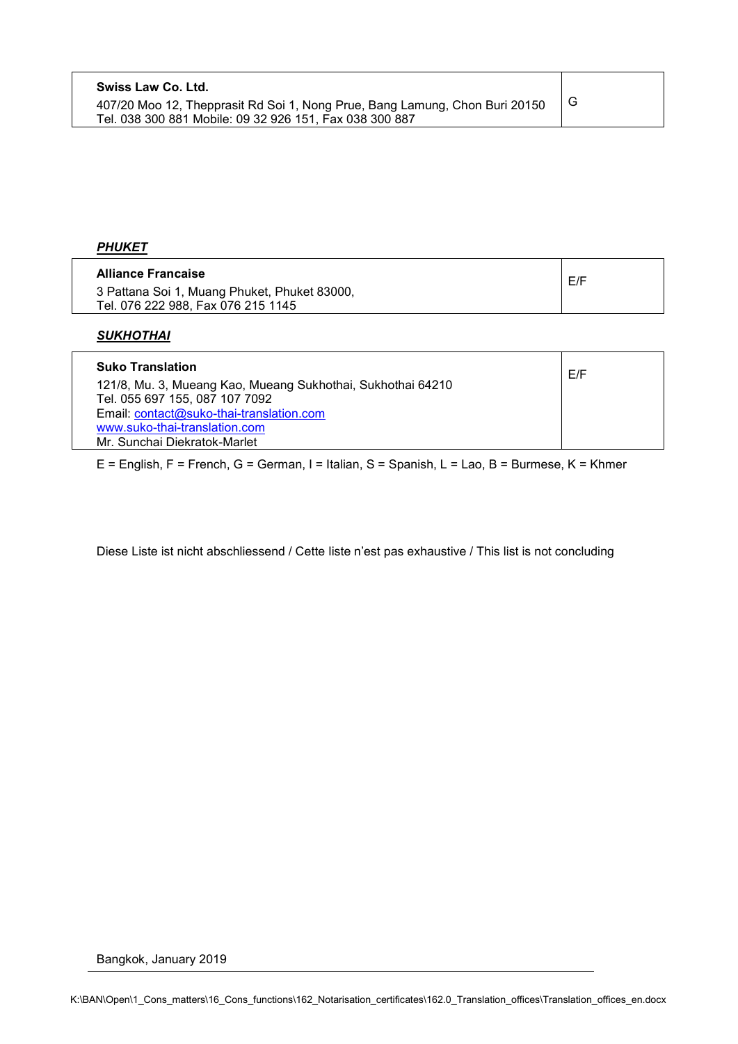| | |
|---|---|
| **Swiss Law Co. Ltd.**<br>407/20 Moo 12, Thepprasit Rd Soi 1, Nong Prue, Bang Lamung, Chon Buri 20150<br>Tel. 038 300 881 Mobile: 09 32 926 151, Fax 038 300 887 | G |

***PHUKET***

| | |
|---|---|
| **Alliance Francaise**<br>3 Pattana Soi 1, Muang Phuket, Phuket 83000,<br>Tel. 076 222 988, Fax 076 215 1145 | E/F |

***SUKHOTHAI***

| | |
|---|---|
| **Suko Translation**<br>121/8, Mu. 3, Mueang Kao, Mueang Sukhothai, Sukhothai 64210<br>Tel. 055 697 155, 087 107 7092<br>Email: contact@suko-thai-translation.com<br>www.suko-thai-translation.com<br>Mr. Sunchai Diekratok-Marlet | E/F |

E = English, F = French, G = German, I = Italian, S = Spanish, L = Lao, B = Burmese, K = Khmer

Diese Liste ist nicht abschliessend / Cette liste n'est pas exhaustive / This list is not concluding

Bangkok, January 2019